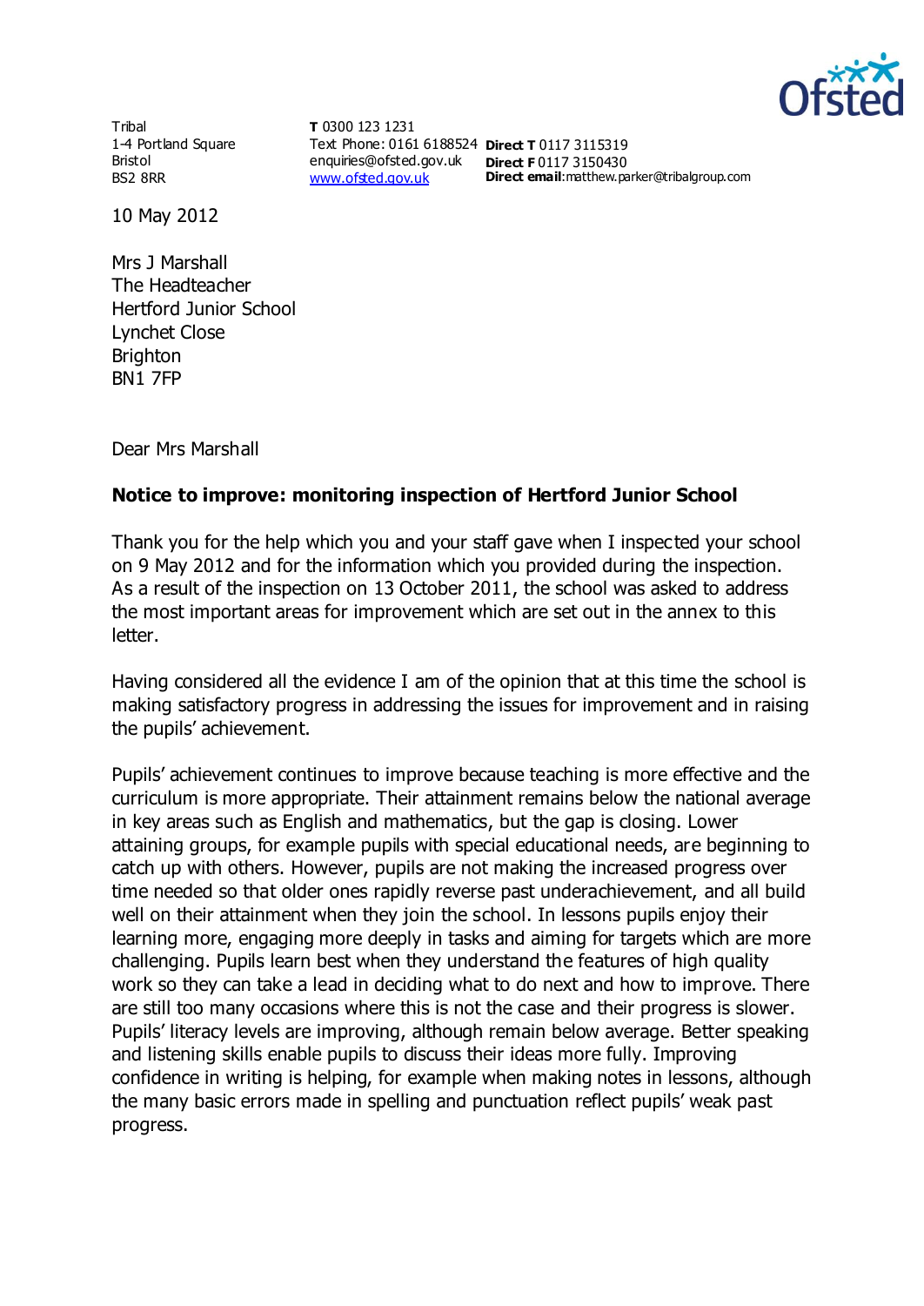Tribal
1-4 Portland Square
Bristol
BS2 8RR

**T** 0300 123 1231
Text Phone: 0161 6188524
enquiries@ofsted.gov.uk
www.ofsted.gov.uk

**Direct T** 0117 3115319
**Direct F** 0117 3150430
**Direct email**:matthew.parker@tribalgroup.com

10 May 2012

Mrs J Marshall
The Headteacher
Hertford Junior School
Lynchet Close
Brighton
BN1 7FP

Dear Mrs Marshall

**Notice to improve: monitoring inspection of Hertford Junior School**

Thank you for the help which you and your staff gave when I inspected your school on 9 May 2012 and for the information which you provided during the inspection. As a result of the inspection on 13 October 2011, the school was asked to address the most important areas for improvement which are set out in the annex to this letter.

Having considered all the evidence I am of the opinion that at this time the school is making satisfactory progress in addressing the issues for improvement and in raising the pupils' achievement.

Pupils' achievement continues to improve because teaching is more effective and the curriculum is more appropriate. Their attainment remains below the national average in key areas such as English and mathematics, but the gap is closing. Lower attaining groups, for example pupils with special educational needs, are beginning to catch up with others. However, pupils are not making the increased progress over time needed so that older ones rapidly reverse past underachievement, and all build well on their attainment when they join the school. In lessons pupils enjoy their learning more, engaging more deeply in tasks and aiming for targets which are more challenging. Pupils learn best when they understand the features of high quality work so they can take a lead in deciding what to do next and how to improve. There are still too many occasions where this is not the case and their progress is slower. Pupils' literacy levels are improving, although remain below average. Better speaking and listening skills enable pupils to discuss their ideas more fully. Improving confidence in writing is helping, for example when making notes in lessons, although the many basic errors made in spelling and punctuation reflect pupils' weak past progress.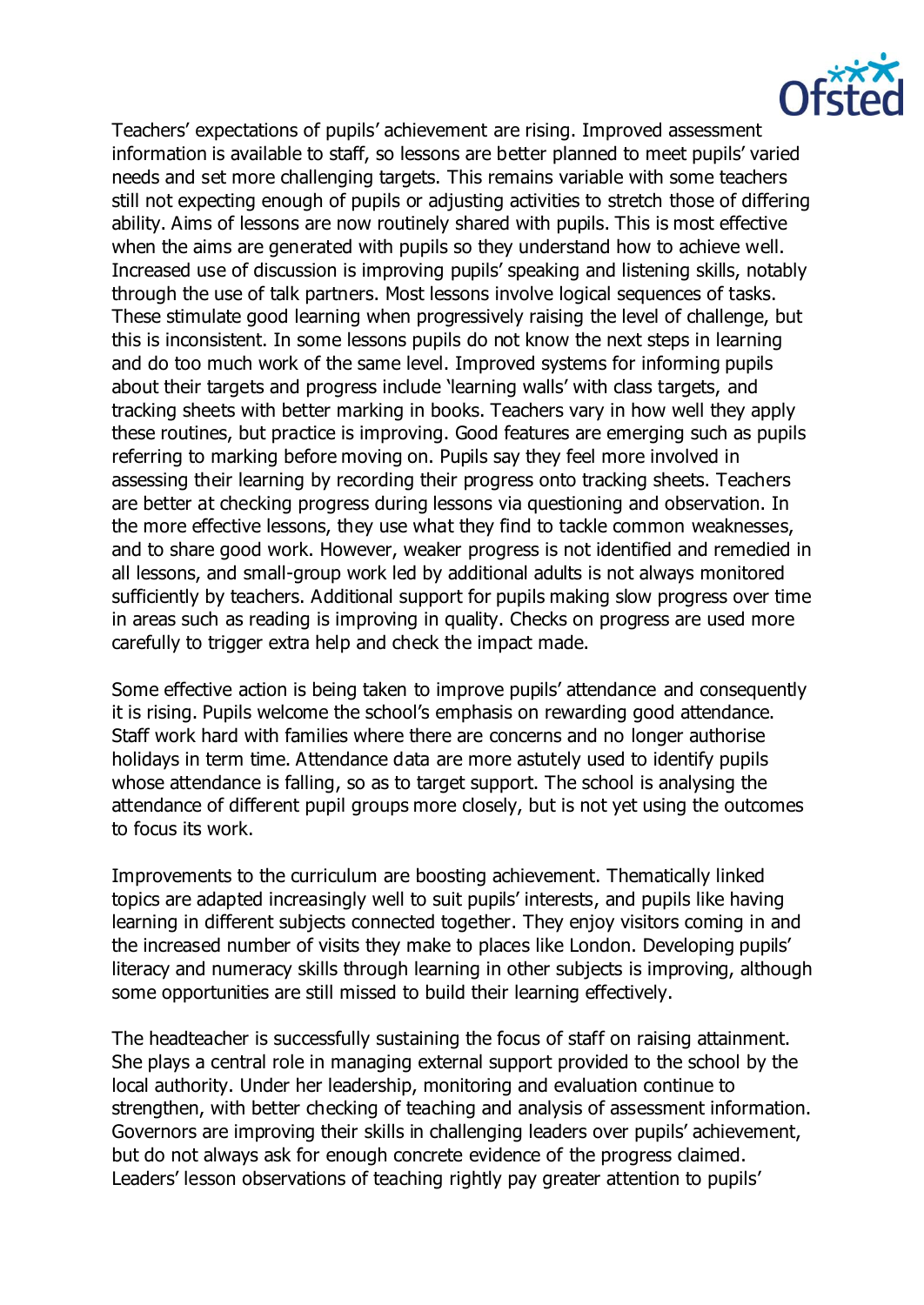Teachers' expectations of pupils' achievement are rising. Improved assessment information is available to staff, so lessons are better planned to meet pupils' varied needs and set more challenging targets. This remains variable with some teachers still not expecting enough of pupils or adjusting activities to stretch those of differing ability. Aims of lessons are now routinely shared with pupils. This is most effective when the aims are generated with pupils so they understand how to achieve well. Increased use of discussion is improving pupils' speaking and listening skills, notably through the use of talk partners. Most lessons involve logical sequences of tasks. These stimulate good learning when progressively raising the level of challenge, but this is inconsistent. In some lessons pupils do not know the next steps in learning and do too much work of the same level. Improved systems for informing pupils about their targets and progress include 'learning walls' with class targets, and tracking sheets with better marking in books. Teachers vary in how well they apply these routines, but practice is improving. Good features are emerging such as pupils referring to marking before moving on. Pupils say they feel more involved in assessing their learning by recording their progress onto tracking sheets. Teachers are better at checking progress during lessons via questioning and observation. In the more effective lessons, they use what they find to tackle common weaknesses, and to share good work. However, weaker progress is not identified and remedied in all lessons, and small-group work led by additional adults is not always monitored sufficiently by teachers. Additional support for pupils making slow progress over time in areas such as reading is improving in quality. Checks on progress are used more carefully to trigger extra help and check the impact made.

Some effective action is being taken to improve pupils' attendance and consequently it is rising. Pupils welcome the school's emphasis on rewarding good attendance. Staff work hard with families where there are concerns and no longer authorise holidays in term time. Attendance data are more astutely used to identify pupils whose attendance is falling, so as to target support. The school is analysing the attendance of different pupil groups more closely, but is not yet using the outcomes to focus its work.

Improvements to the curriculum are boosting achievement. Thematically linked topics are adapted increasingly well to suit pupils' interests, and pupils like having learning in different subjects connected together. They enjoy visitors coming in and the increased number of visits they make to places like London. Developing pupils' literacy and numeracy skills through learning in other subjects is improving, although some opportunities are still missed to build their learning effectively.

The headteacher is successfully sustaining the focus of staff on raising attainment. She plays a central role in managing external support provided to the school by the local authority. Under her leadership, monitoring and evaluation continue to strengthen, with better checking of teaching and analysis of assessment information. Governors are improving their skills in challenging leaders over pupils' achievement, but do not always ask for enough concrete evidence of the progress claimed. Leaders' lesson observations of teaching rightly pay greater attention to pupils'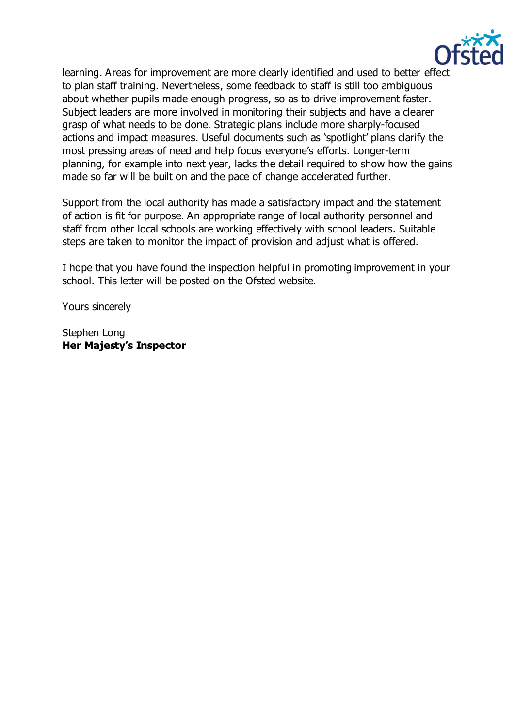learning. Areas for improvement are more clearly identified and used to better effect to plan staff training. Nevertheless, some feedback to staff is still too ambiguous about whether pupils made enough progress, so as to drive improvement faster. Subject leaders are more involved in monitoring their subjects and have a clearer grasp of what needs to be done. Strategic plans include more sharply-focused actions and impact measures. Useful documents such as 'spotlight' plans clarify the most pressing areas of need and help focus everyone's efforts. Longer-term planning, for example into next year, lacks the detail required to show how the gains made so far will be built on and the pace of change accelerated further.

Support from the local authority has made a satisfactory impact and the statement of action is fit for purpose. An appropriate range of local authority personnel and staff from other local schools are working effectively with school leaders. Suitable steps are taken to monitor the impact of provision and adjust what is offered.

I hope that you have found the inspection helpful in promoting improvement in your school. This letter will be posted on the Ofsted website.

Yours sincerely

Stephen Long
**Her Majesty's Inspector**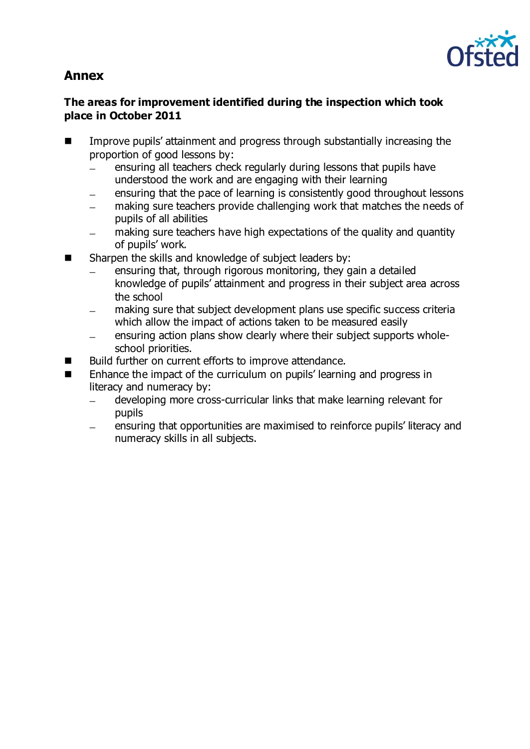## Annex

### The areas for improvement identified during the inspection which took place in October 2011

- Improve pupils' attainment and progress through substantially increasing the proportion of good lessons by:
  - ensuring all teachers check regularly during lessons that pupils have understood the work and are engaging with their learning
  - ensuring that the pace of learning is consistently good throughout lessons
  - making sure teachers provide challenging work that matches the needs of pupils of all abilities
  - making sure teachers have high expectations of the quality and quantity of pupils' work.
- Sharpen the skills and knowledge of subject leaders by:
  - ensuring that, through rigorous monitoring, they gain a detailed knowledge of pupils' attainment and progress in their subject area across the school
  - making sure that subject development plans use specific success criteria which allow the impact of actions taken to be measured easily
  - ensuring action plans show clearly where their subject supports whole-school priorities.
- Build further on current efforts to improve attendance.
- Enhance the impact of the curriculum on pupils' learning and progress in literacy and numeracy by:
  - developing more cross-curricular links that make learning relevant for pupils
  - ensuring that opportunities are maximised to reinforce pupils' literacy and numeracy skills in all subjects.